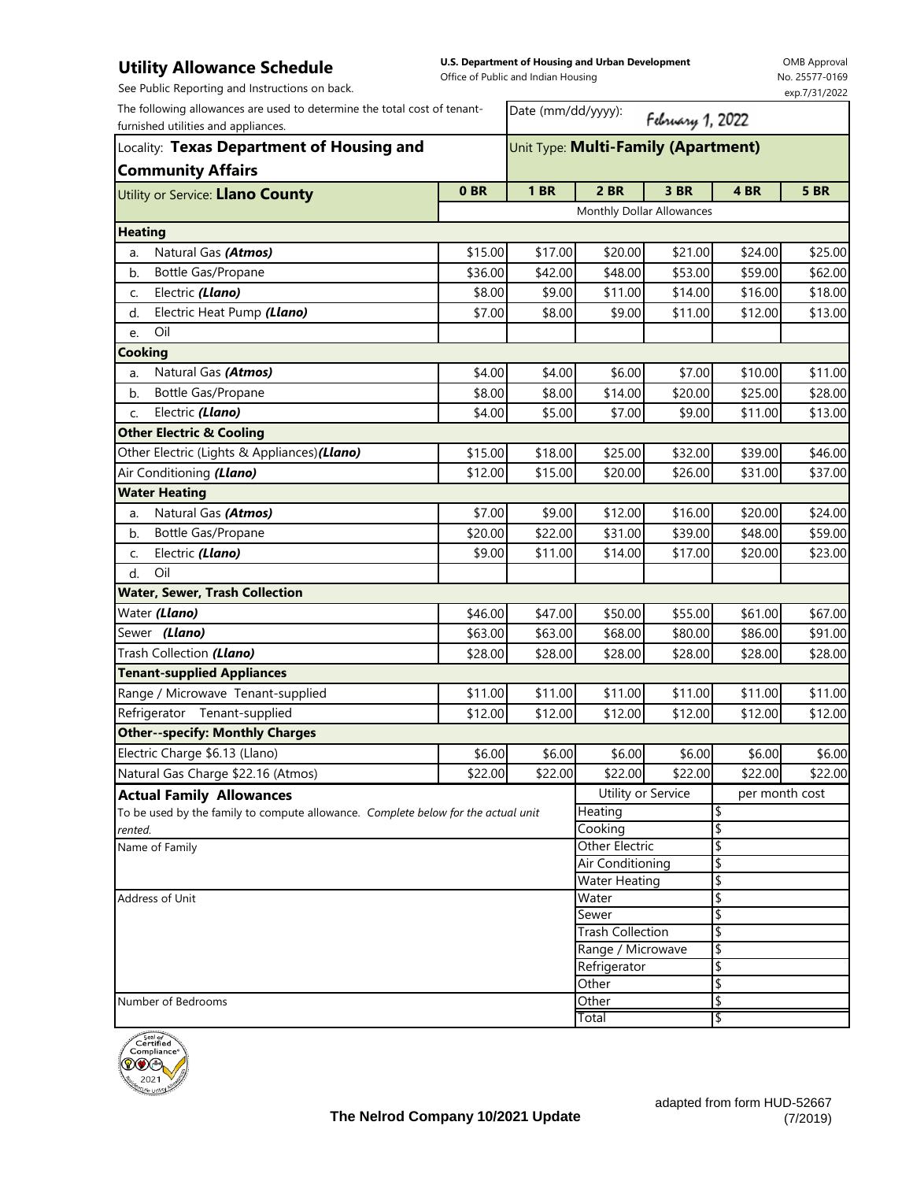# Utility Allowance Schedule

See Public Reporting and Instructions on back.

**U.S. Department of Housing and Urban Development**
Office of Public and Indian Housing

OMB Approval No. 25577-0169 exp.7/31/2022

The following allowances are used to determine the total cost of tenant-furnished utilities and appliances.

Date (mm/dd/yyyy): February 1, 2022

Locality: **Texas Department of Housing and Community Affairs**

Unit Type: **Multi-Family (Apartment)**

| Utility or Service: **Llano County** | 0 BR | 1 BR | 2 BR | 3 BR | 4 BR | 5 BR |
|---|---|---|---|---|---|---|
| | Monthly Dollar Allowances | | | | | |
| **Heating** | | | | | | |
| a. Natural Gas ***(Atmos)*** | $15.00 | $17.00 | $20.00 | $21.00 | $24.00 | $25.00 |
| b. Bottle Gas/Propane | $36.00 | $42.00 | $48.00 | $53.00 | $59.00 | $62.00 |
| c. Electric ***(Llano)*** | $8.00 | $9.00 | $11.00 | $14.00 | $16.00 | $18.00 |
| d. Electric Heat Pump ***(Llano)*** | $7.00 | $8.00 | $9.00 | $11.00 | $12.00 | $13.00 |
| e. Oil | | | | | | |
| **Cooking** | | | | | | |
| a. Natural Gas ***(Atmos)*** | $4.00 | $4.00 | $6.00 | $7.00 | $10.00 | $11.00 |
| b. Bottle Gas/Propane | $8.00 | $8.00 | $14.00 | $20.00 | $25.00 | $28.00 |
| c. Electric ***(Llano)*** | $4.00 | $5.00 | $7.00 | $9.00 | $11.00 | $13.00 |
| **Other Electric & Cooling** | | | | | | |
| Other Electric (Lights & Appliances)***(Llano)*** | $15.00 | $18.00 | $25.00 | $32.00 | $39.00 | $46.00 |
| Air Conditioning ***(Llano)*** | $12.00 | $15.00 | $20.00 | $26.00 | $31.00 | $37.00 |
| **Water Heating** | | | | | | |
| a. Natural Gas ***(Atmos)*** | $7.00 | $9.00 | $12.00 | $16.00 | $20.00 | $24.00 |
| b. Bottle Gas/Propane | $20.00 | $22.00 | $31.00 | $39.00 | $48.00 | $59.00 |
| c. Electric ***(Llano)*** | $9.00 | $11.00 | $14.00 | $17.00 | $20.00 | $23.00 |
| d. Oil | | | | | | |
| **Water, Sewer, Trash Collection** | | | | | | |
| Water ***(Llano)*** | $46.00 | $47.00 | $50.00 | $55.00 | $61.00 | $67.00 |
| Sewer ***(Llano)*** | $63.00 | $63.00 | $68.00 | $80.00 | $86.00 | $91.00 |
| Trash Collection ***(Llano)*** | $28.00 | $28.00 | $28.00 | $28.00 | $28.00 | $28.00 |
| **Tenant-supplied Appliances** | | | | | | |
| Range / Microwave Tenant-supplied | $11.00 | $11.00 | $11.00 | $11.00 | $11.00 | $11.00 |
| Refrigerator Tenant-supplied | $12.00 | $12.00 | $12.00 | $12.00 | $12.00 | $12.00 |
| **Other--specify: Monthly Charges** | | | | | | |
| Electric Charge $6.13 (Llano) | $6.00 | $6.00 | $6.00 | $6.00 | $6.00 | $6.00 |
| Natural Gas Charge $22.16 (Atmos) | $22.00 | $22.00 | $22.00 | $22.00 | $22.00 | $22.00 |

**Actual Family Allowances**

To be used by the family to compute allowance. *Complete below for the actual unit rented.*

Name of Family

Address of Unit

Number of Bedrooms

| Utility or Service | per month cost |
|---|---|
| Heating | $ |
| Cooking | $ |
| Other Electric | $ |
| Air Conditioning | $ |
| Water Heating | $ |
| Water | $ |
| Sewer | $ |
| Trash Collection | $ |
| Range / Microwave | $ |
| Refrigerator | $ |
| Other | $ |
| Other | $ |
| Total | $ |

**The Nelrod Company 10/2021 Update**

adapted from form HUD-52667 (7/2019)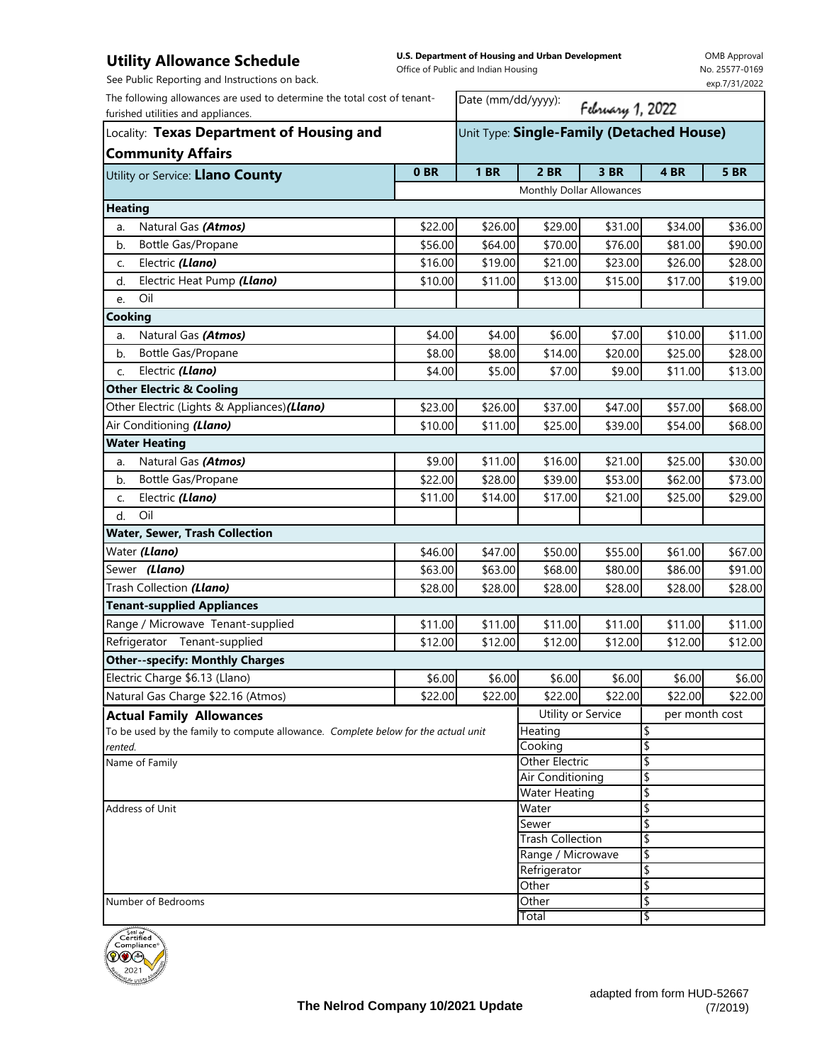# Utility Allowance Schedule

See Public Reporting and Instructions on back.

**U.S. Department of Housing and Urban Development**
Office of Public and Indian Housing

OMB Approval No. 25577-0169 exp.7/31/2022

| The following allowances are used to determine the total cost of tenant-furnished utilities and appliances. | Date (mm/dd/yyyy): February 1, 2022 | | | | | |
|---|---|---|---|---|---|---|
| Locality: **Texas Department of Housing and Community Affairs** | Unit Type: **Single-Family (Detached House)** | | | | | |
| Utility or Service: **Llano County** | **0 BR** | **1 BR** | **2 BR** | **3 BR** | **4 BR** | **5 BR** |
| | Monthly Dollar Allowances | | | | | |
| **Heating** | | | | | | |
| a. Natural Gas ***(Atmos)*** | $22.00 | $26.00 | $29.00 | $31.00 | $34.00 | $36.00 |
| b. Bottle Gas/Propane | $56.00 | $64.00 | $70.00 | $76.00 | $81.00 | $90.00 |
| c. Electric ***(Llano)*** | $16.00 | $19.00 | $21.00 | $23.00 | $26.00 | $28.00 |
| d. Electric Heat Pump ***(Llano)*** | $10.00 | $11.00 | $13.00 | $15.00 | $17.00 | $19.00 |
| e. Oil | | | | | | |
| **Cooking** | | | | | | |
| a. Natural Gas ***(Atmos)*** | $4.00 | $4.00 | $6.00 | $7.00 | $10.00 | $11.00 |
| b. Bottle Gas/Propane | $8.00 | $8.00 | $14.00 | $20.00 | $25.00 | $28.00 |
| c. Electric ***(Llano)*** | $4.00 | $5.00 | $7.00 | $9.00 | $11.00 | $13.00 |
| **Other Electric & Cooling** | | | | | | |
| Other Electric (Lights & Appliances)***(Llano)*** | $23.00 | $26.00 | $37.00 | $47.00 | $57.00 | $68.00 |
| Air Conditioning ***(Llano)*** | $10.00 | $11.00 | $25.00 | $39.00 | $54.00 | $68.00 |
| **Water Heating** | | | | | | |
| a. Natural Gas ***(Atmos)*** | $9.00 | $11.00 | $16.00 | $21.00 | $25.00 | $30.00 |
| b. Bottle Gas/Propane | $22.00 | $28.00 | $39.00 | $53.00 | $62.00 | $73.00 |
| c. Electric ***(Llano)*** | $11.00 | $14.00 | $17.00 | $21.00 | $25.00 | $29.00 |
| d. Oil | | | | | | |
| **Water, Sewer, Trash Collection** | | | | | | |
| Water ***(Llano)*** | $46.00 | $47.00 | $50.00 | $55.00 | $61.00 | $67.00 |
| Sewer ***(Llano)*** | $63.00 | $63.00 | $68.00 | $80.00 | $86.00 | $91.00 |
| Trash Collection ***(Llano)*** | $28.00 | $28.00 | $28.00 | $28.00 | $28.00 | $28.00 |
| **Tenant-supplied Appliances** | | | | | | |
| Range / Microwave Tenant-supplied | $11.00 | $11.00 | $11.00 | $11.00 | $11.00 | $11.00 |
| Refrigerator Tenant-supplied | $12.00 | $12.00 | $12.00 | $12.00 | $12.00 | $12.00 |
| **Other--specify: Monthly Charges** | | | | | | |
| Electric Charge $6.13 (Llano) | $6.00 | $6.00 | $6.00 | $6.00 | $6.00 | $6.00 |
| Natural Gas Charge $22.16 (Atmos) | $22.00 | $22.00 | $22.00 | $22.00 | $22.00 | $22.00 |

| **Actual Family Allowances** | Utility or Service | per month cost |
|---|---|---|
| To be used by the family to compute allowance. *Complete below for the actual unit rented.* | Heating | $ |
| | Cooking | $ |
| Name of Family | Other Electric | $ |
| | Air Conditioning | $ |
| | Water Heating | $ |
| Address of Unit | Water | $ |
| | Sewer | $ |
| | Trash Collection | $ |
| | Range / Microwave | $ |
| | Refrigerator | $ |
| | Other | $ |
| Number of Bedrooms | Other | $ |
| | Total | $ |

Seal of Certified Compliance 2021

**The Nelrod Company 10/2021 Update**

adapted from form HUD-52667 (7/2019)